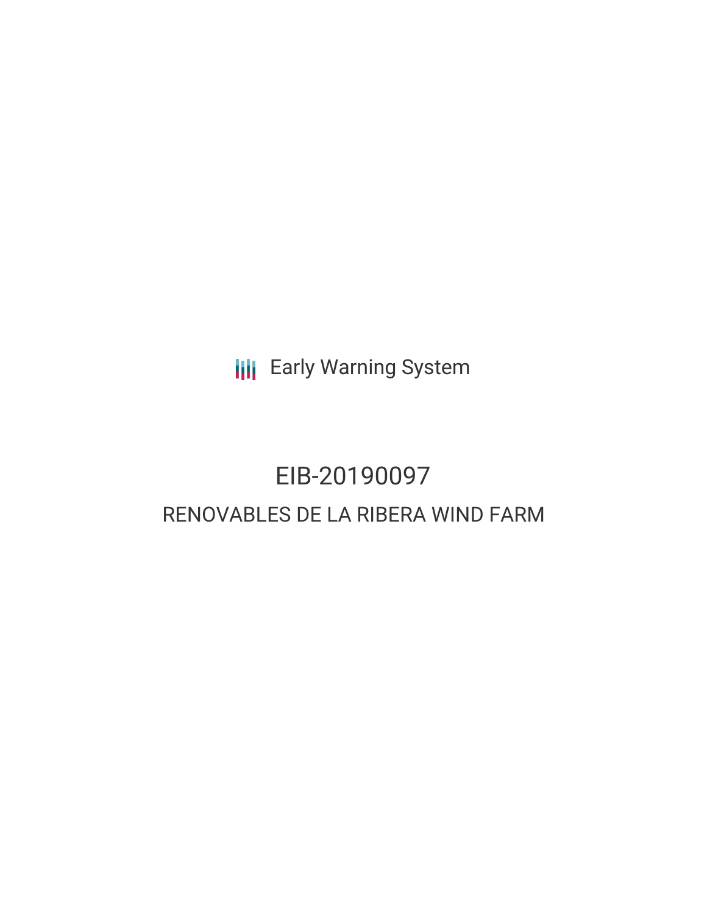Early Warning System

# EIB-20190097

## RENOVABLES DE LA RIBERA WIND FARM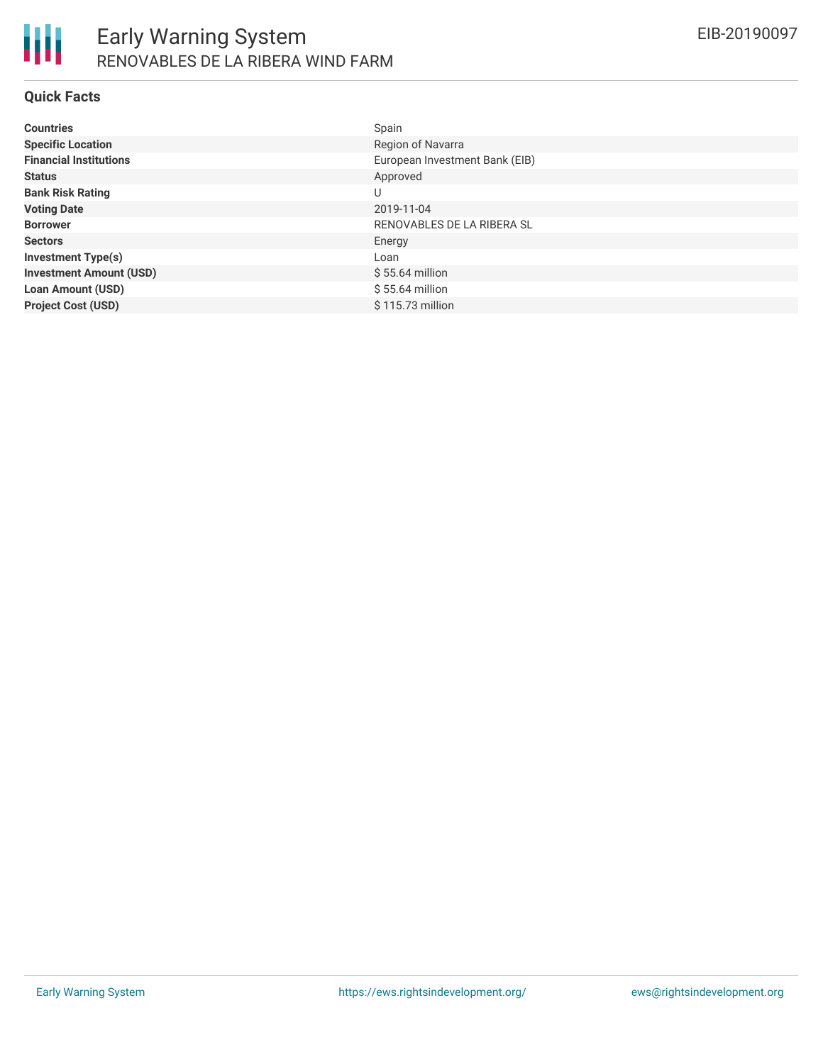## Quick Facts

| | |
|---|---|
| **Countries** | Spain |
| **Specific Location** | Region of Navarra |
| **Financial Institutions** | European Investment Bank (EIB) |
| **Status** | Approved |
| **Bank Risk Rating** | U |
| **Voting Date** | 2019-11-04 |
| **Borrower** | RENOVABLES DE LA RIBERA SL |
| **Sectors** | Energy |
| **Investment Type(s)** | Loan |
| **Investment Amount (USD)** | $ 55.64 million |
| **Loan Amount (USD)** | $ 55.64 million |
| **Project Cost (USD)** | $ 115.73 million |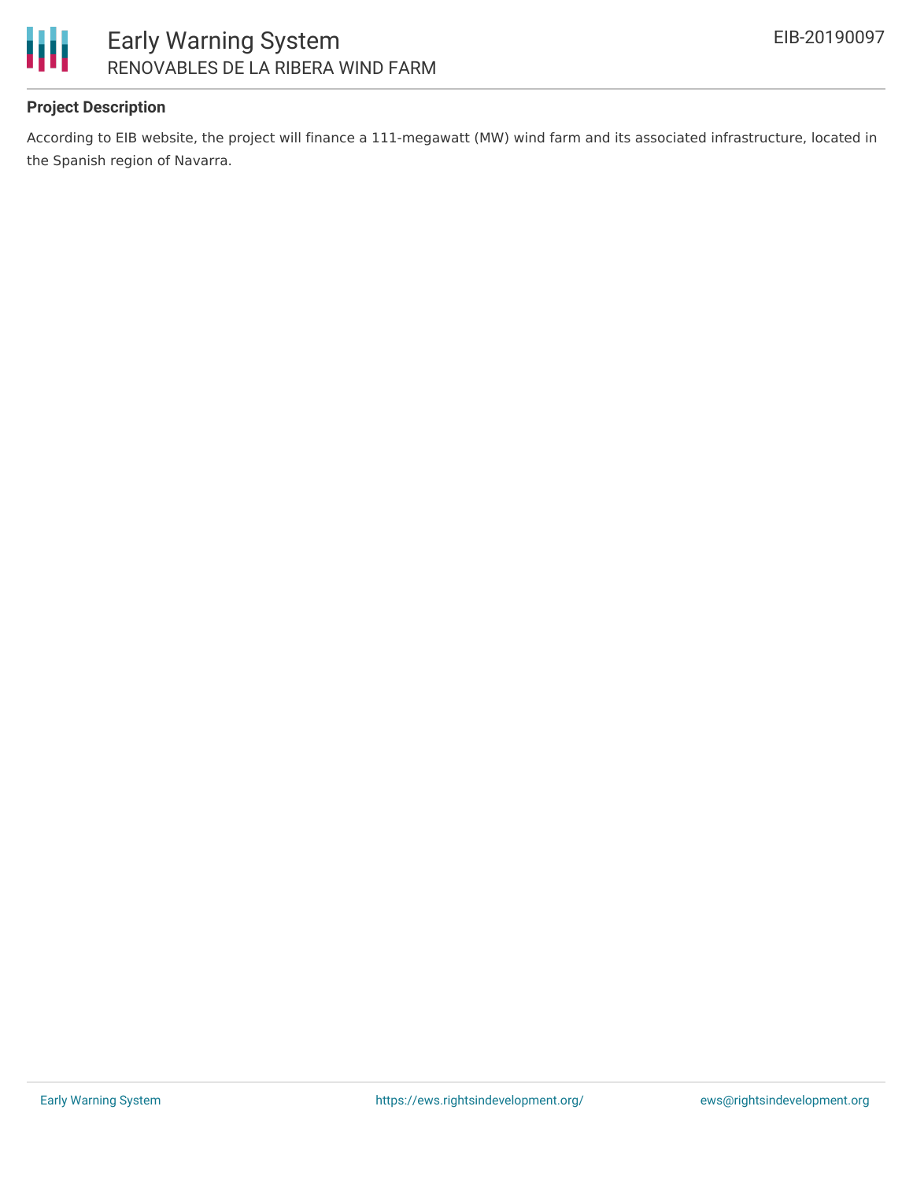## Project Description

According to EIB website, the project will finance a 111-megawatt (MW) wind farm and its associated infrastructure, located in the Spanish region of Navarra.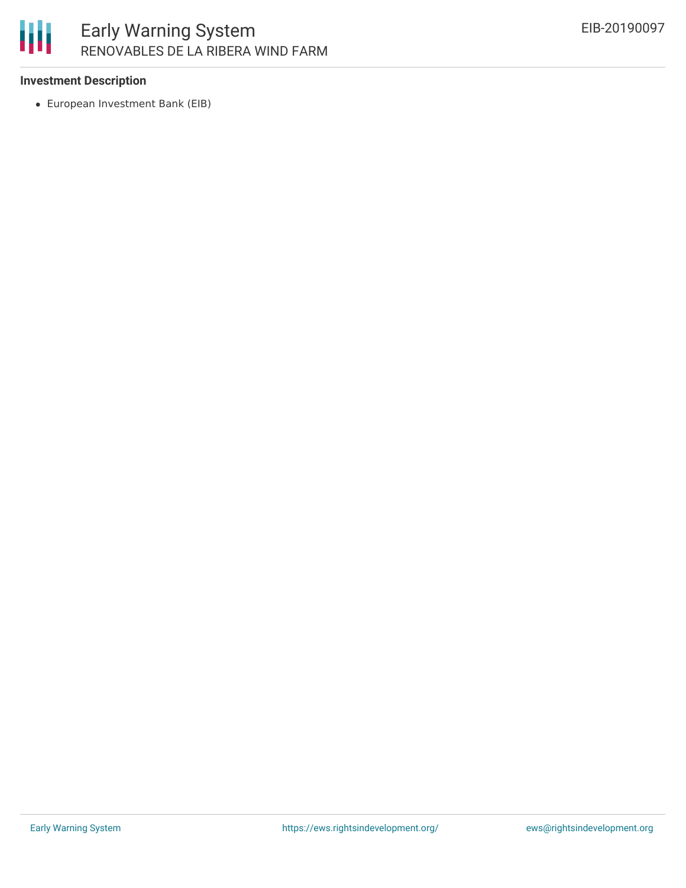**Investment Description**

- European Investment Bank (EIB)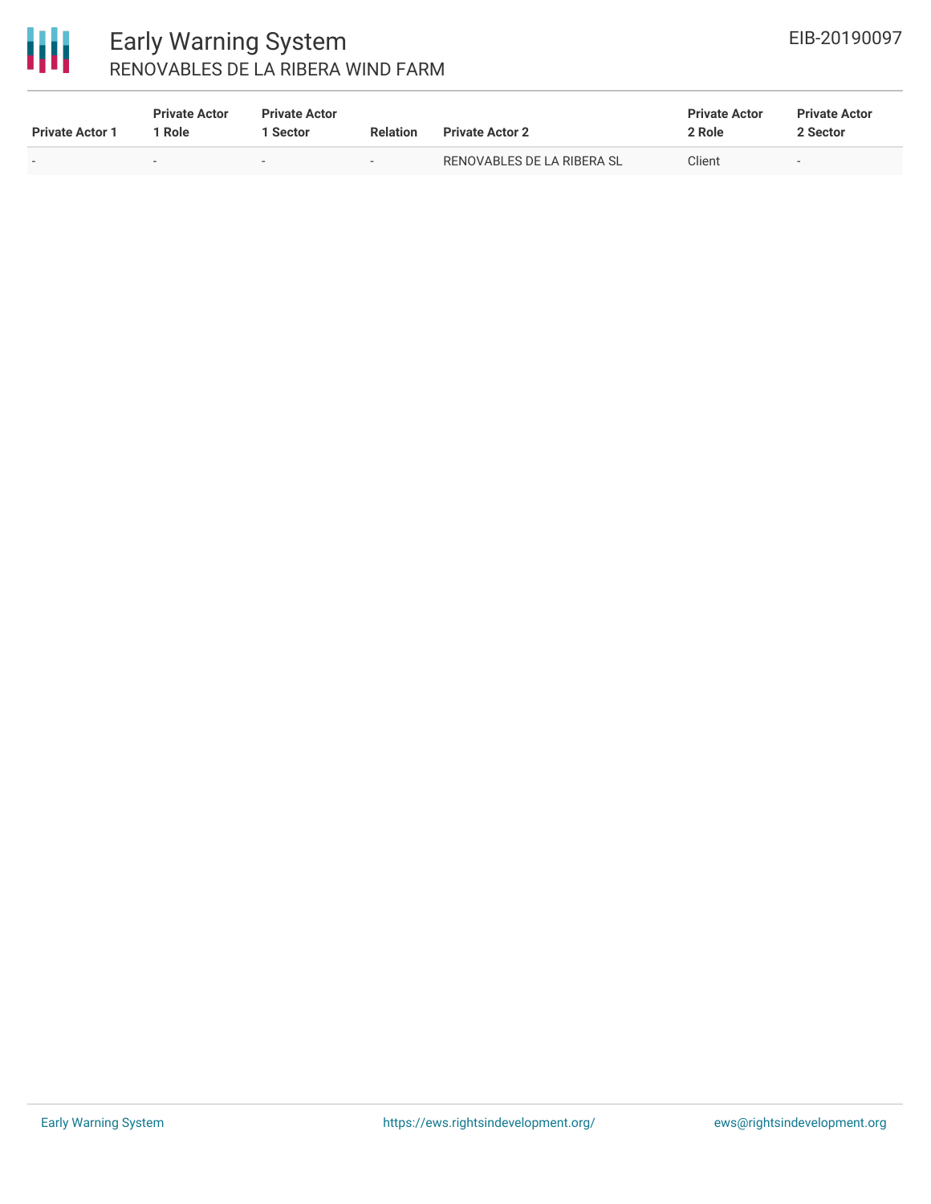| Private Actor 1 | Private Actor 1 Role | Private Actor 1 Sector | Relation | Private Actor 2 | Private Actor 2 Role | Private Actor 2 Sector |
| --- | --- | --- | --- | --- | --- | --- |
| - | - | - | - | RENOVABLES DE LA RIBERA SL | Client | - |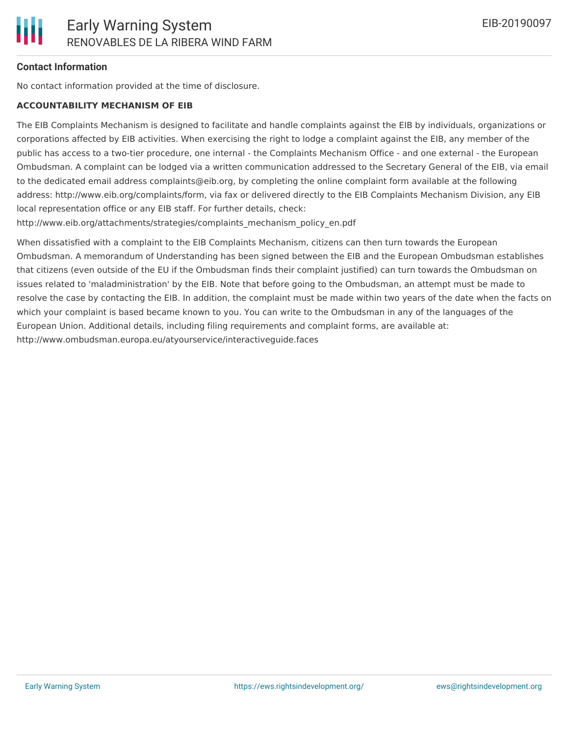## Contact Information

No contact information provided at the time of disclosure.

**ACCOUNTABILITY MECHANISM OF EIB**

The EIB Complaints Mechanism is designed to facilitate and handle complaints against the EIB by individuals, organizations or corporations affected by EIB activities. When exercising the right to lodge a complaint against the EIB, any member of the public has access to a two-tier procedure, one internal - the Complaints Mechanism Office - and one external - the European Ombudsman. A complaint can be lodged via a written communication addressed to the Secretary General of the EIB, via email to the dedicated email address complaints@eib.org, by completing the online complaint form available at the following address: http://www.eib.org/complaints/form, via fax or delivered directly to the EIB Complaints Mechanism Division, any EIB local representation office or any EIB staff. For further details, check: http://www.eib.org/attachments/strategies/complaints_mechanism_policy_en.pdf

When dissatisfied with a complaint to the EIB Complaints Mechanism, citizens can then turn towards the European Ombudsman. A memorandum of Understanding has been signed between the EIB and the European Ombudsman establishes that citizens (even outside of the EU if the Ombudsman finds their complaint justified) can turn towards the Ombudsman on issues related to 'maladministration' by the EIB. Note that before going to the Ombudsman, an attempt must be made to resolve the case by contacting the EIB. In addition, the complaint must be made within two years of the date when the facts on which your complaint is based became known to you. You can write to the Ombudsman in any of the languages of the European Union. Additional details, including filing requirements and complaint forms, are available at: http://www.ombudsman.europa.eu/atyourservice/interactiveguide.faces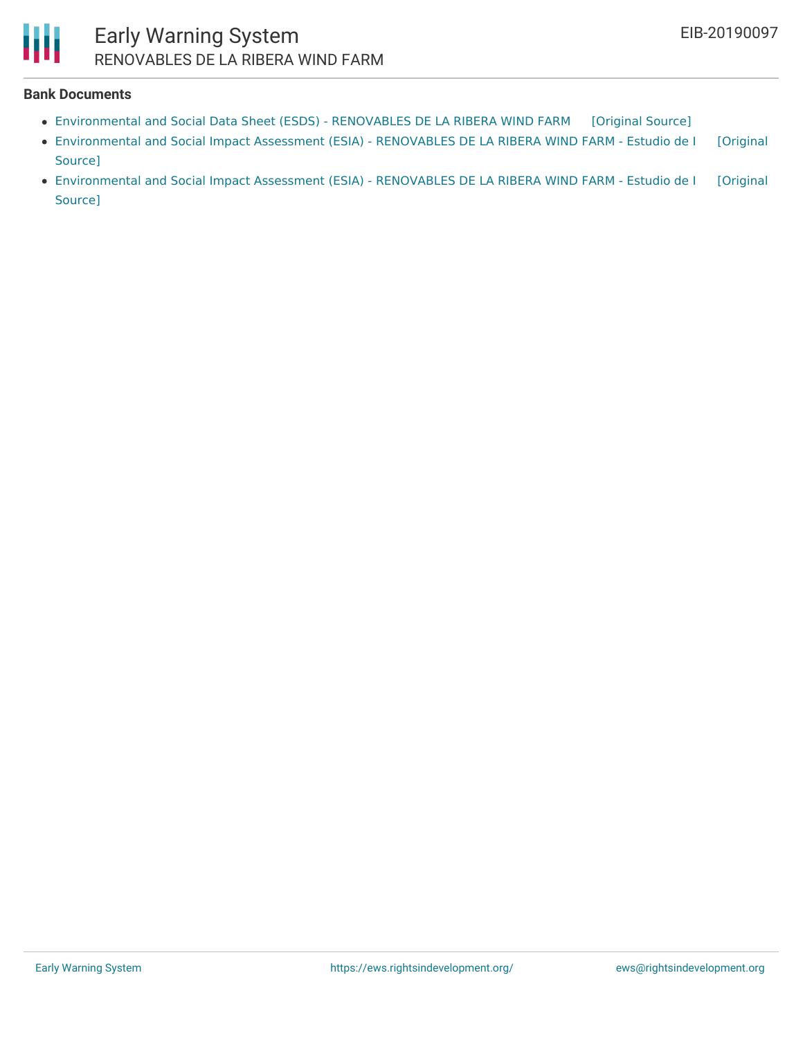**Bank Documents**

- Environmental and Social Data Sheet (ESDS) - RENOVABLES DE LA RIBERA WIND FARM [Original Source]
- Environmental and Social Impact Assessment (ESIA) - RENOVABLES DE LA RIBERA WIND FARM - Estudio de I [Original Source]
- Environmental and Social Impact Assessment (ESIA) - RENOVABLES DE LA RIBERA WIND FARM - Estudio de I [Original Source]